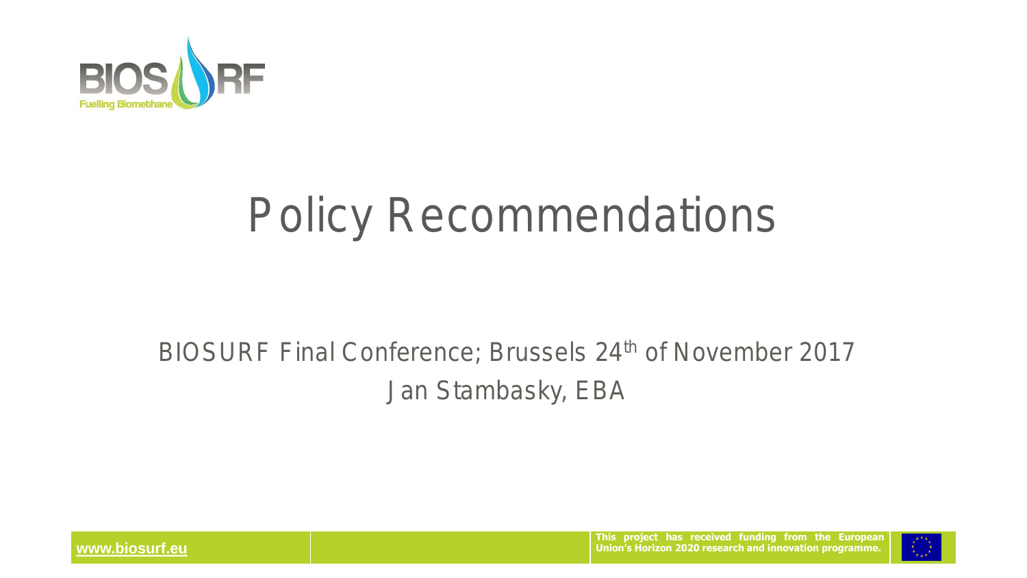# Policy Recommendations

BIOSURF Final Conference; Brussels 24th of November 2017

Jan Stambasky, EBA

www.biosurf.eu

This project has received funding from the European Union's Horizon 2020 research and innovation programme.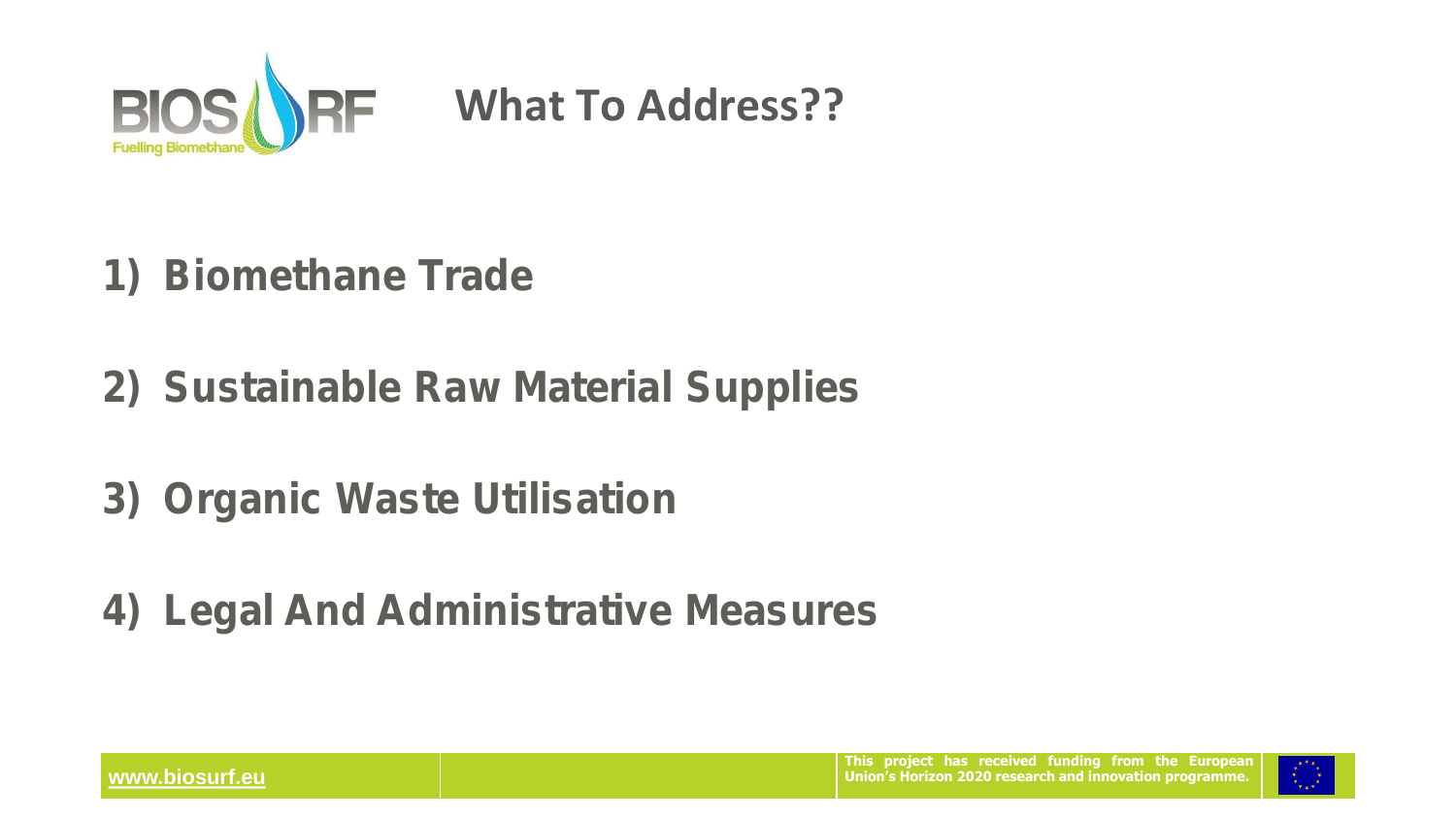# What To Address??

1) Biomethane Trade

2) Sustainable Raw Material Supplies

3) Organic Waste Utilisation

4) Legal And Administrative Measures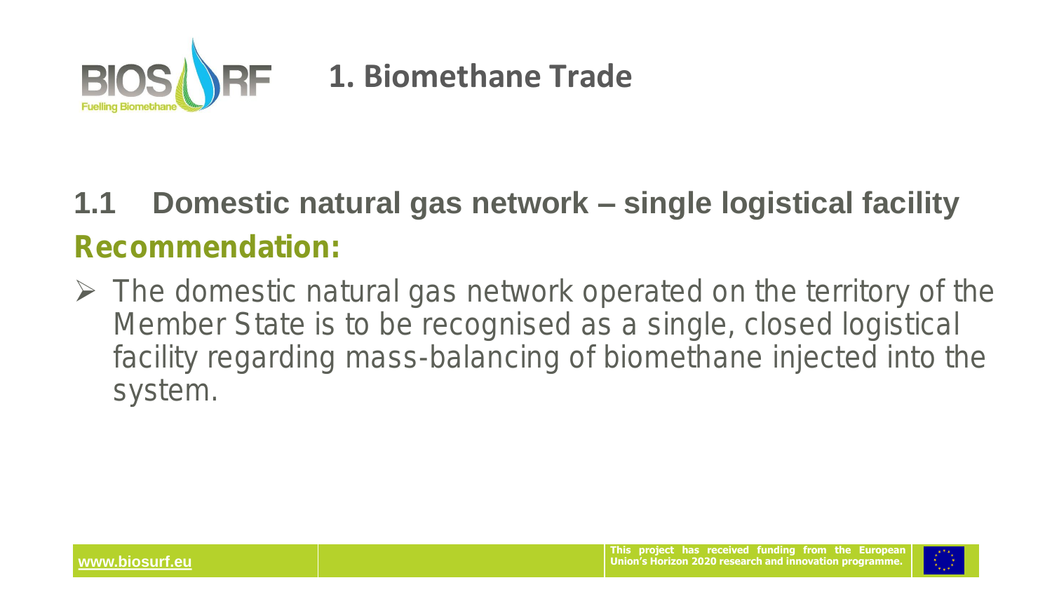# 1. Biomethane Trade

## 1.1 Domestic natural gas network – single logistical facility

**Recommendation:**

- The domestic natural gas network operated on the territory of the Member State is to be recognised as a single, closed logistical facility regarding mass-balancing of biomethane injected into the system.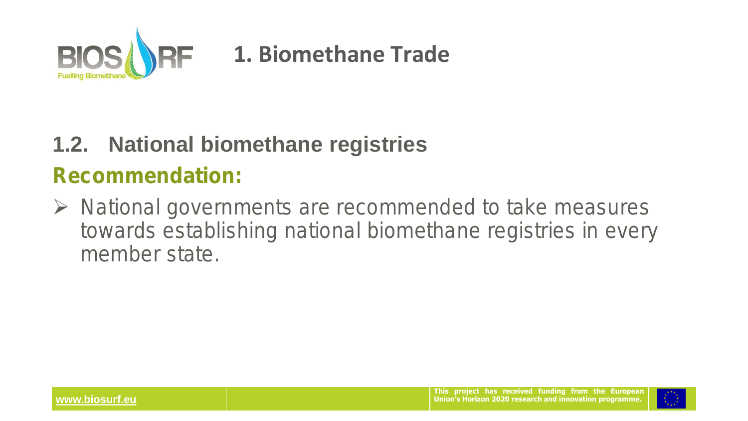# 1. Biomethane Trade

## 1.2. National biomethane registries

### Recommendation:

- National governments are recommended to take measures towards establishing national biomethane registries in every member state.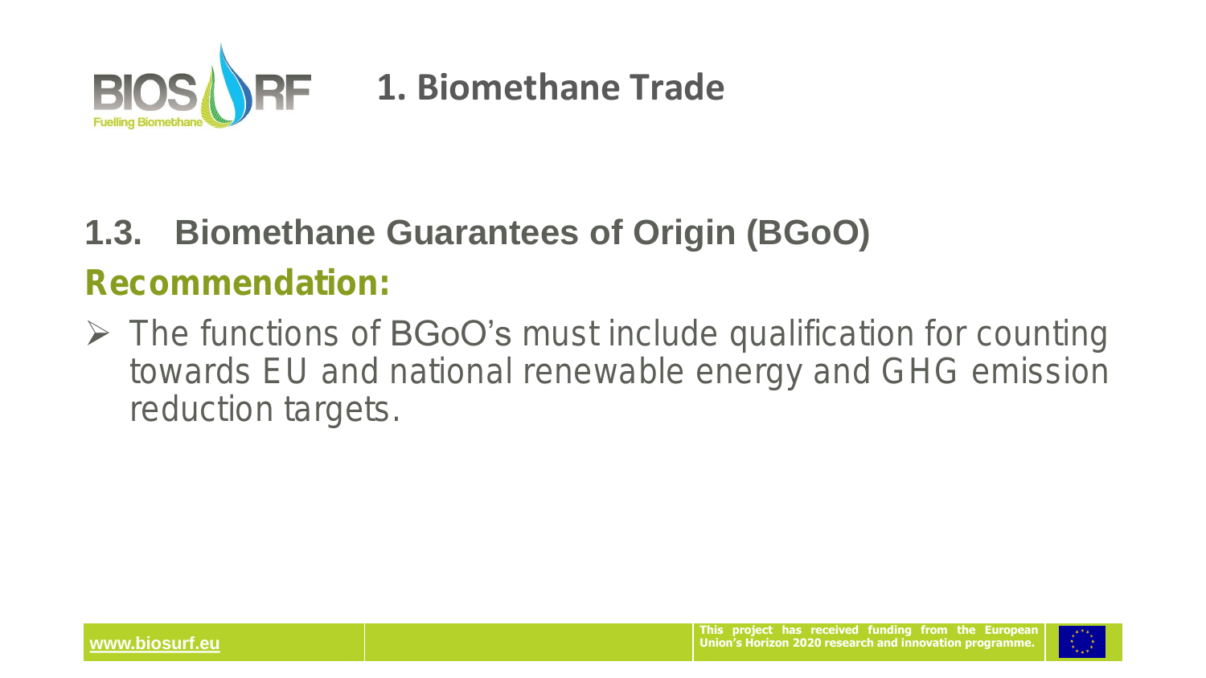# 1. Biomethane Trade

## 1.3. Biomethane Guarantees of Origin (BGoO)

### Recommendation:

- The functions of BGoO's must include qualification for counting towards EU and national renewable energy and GHG emission reduction targets.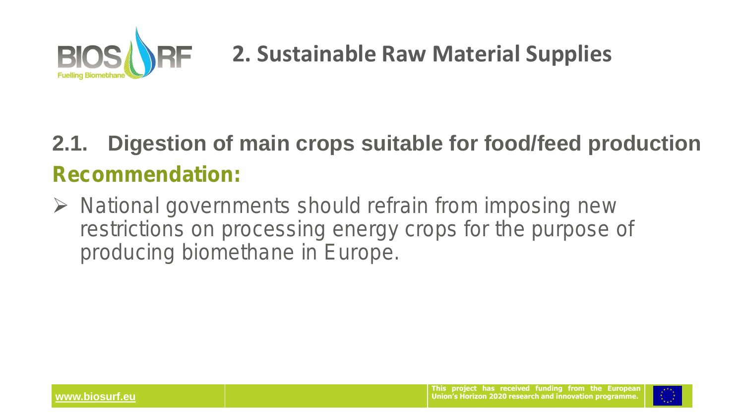# 2. Sustainable Raw Material Supplies

## 2.1. Digestion of main crops suitable for food/feed production

**Recommendation:**

- National governments should refrain from imposing new restrictions on processing energy crops for the purpose of producing biomethane in Europe.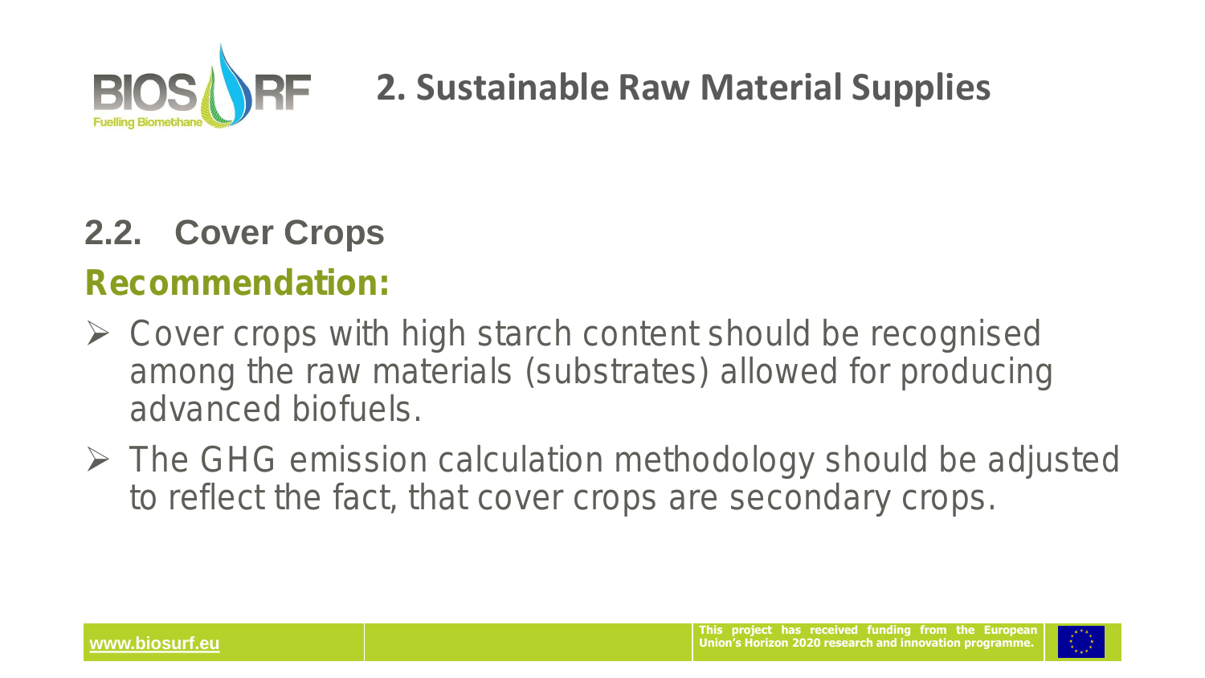# 2. Sustainable Raw Material Supplies

## 2.2. Cover Crops

### Recommendation:

- Cover crops with high starch content should be recognised among the raw materials (substrates) allowed for producing advanced biofuels.
- The GHG emission calculation methodology should be adjusted to reflect the fact, that cover crops are secondary crops.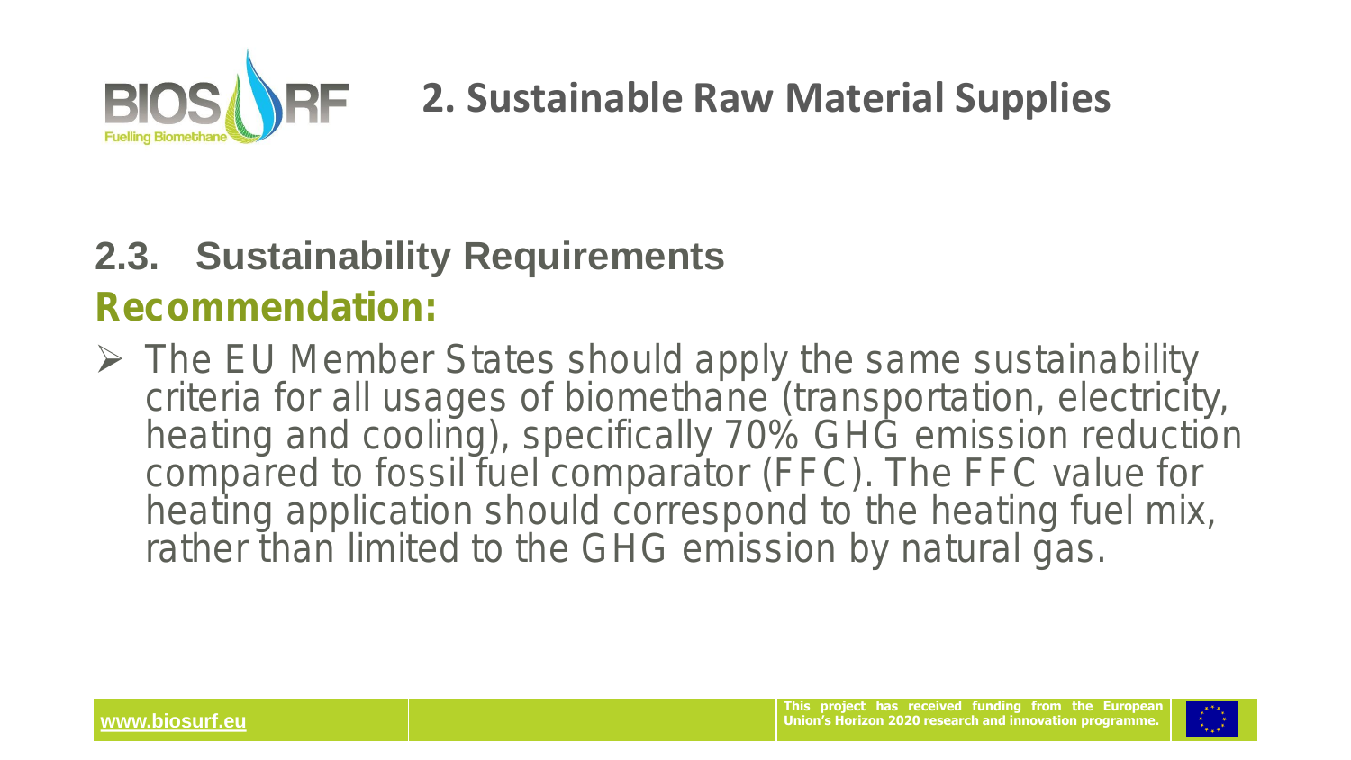# 2. Sustainable Raw Material Supplies

## 2.3. Sustainability Requirements

**Recommendation:**

- The EU Member States should apply the same sustainability criteria for all usages of biomethane (transportation, electricity, heating and cooling), specifically 70% GHG emission reduction compared to fossil fuel comparator (FFC). The FFC value for heating application should correspond to the heating fuel mix, rather than limited to the GHG emission by natural gas.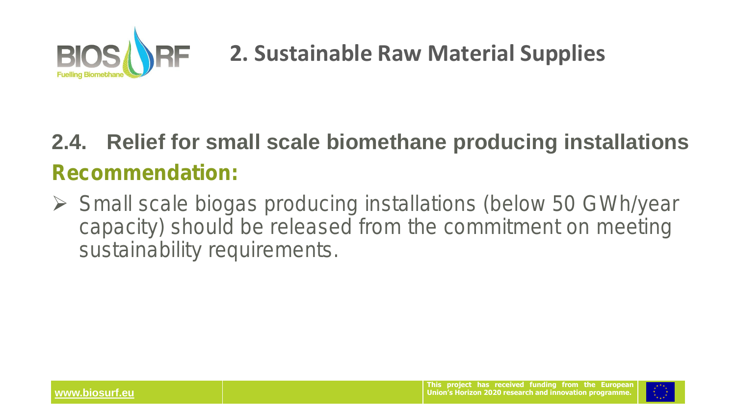# 2. Sustainable Raw Material Supplies

## 2.4. Relief for small scale biomethane producing installations

**Recommendation:**

- Small scale biogas producing installations (below 50 GWh/year capacity) should be released from the commitment on meeting sustainability requirements.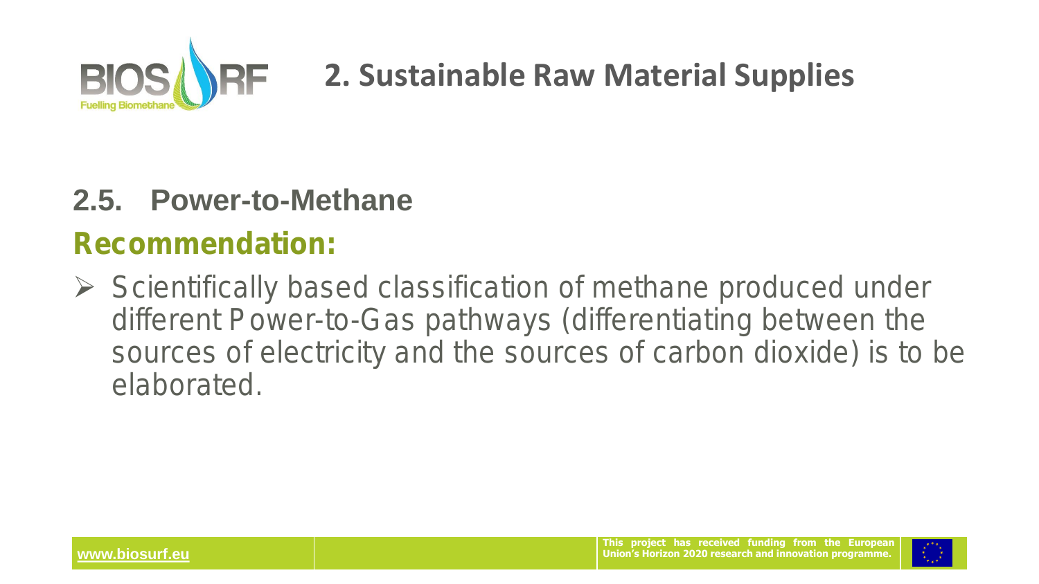## 2. Sustainable Raw Material Supplies

### 2.5. Power-to-Methane

**Recommendation:**

- Scientifically based classification of methane produced under different Power-to-Gas pathways (differentiating between the sources of electricity and the sources of carbon dioxide) is to be elaborated.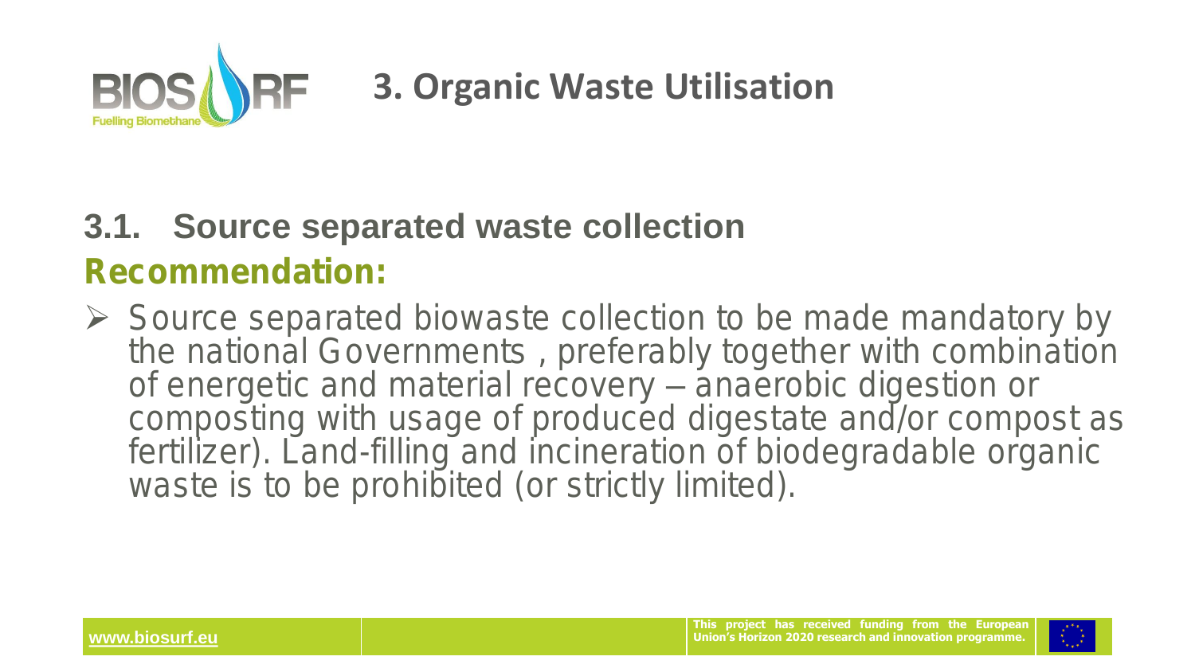# 3. Organic Waste Utilisation

## 3.1. Source separated waste collection

**Recommendation:**

- Source separated biowaste collection to be made mandatory by the national Governments , preferably together with combination of energetic and material recovery – anaerobic digestion or composting with usage of produced digestate and/or compost as fertilizer). Land-filling and incineration of biodegradable organic waste is to be prohibited (or strictly limited).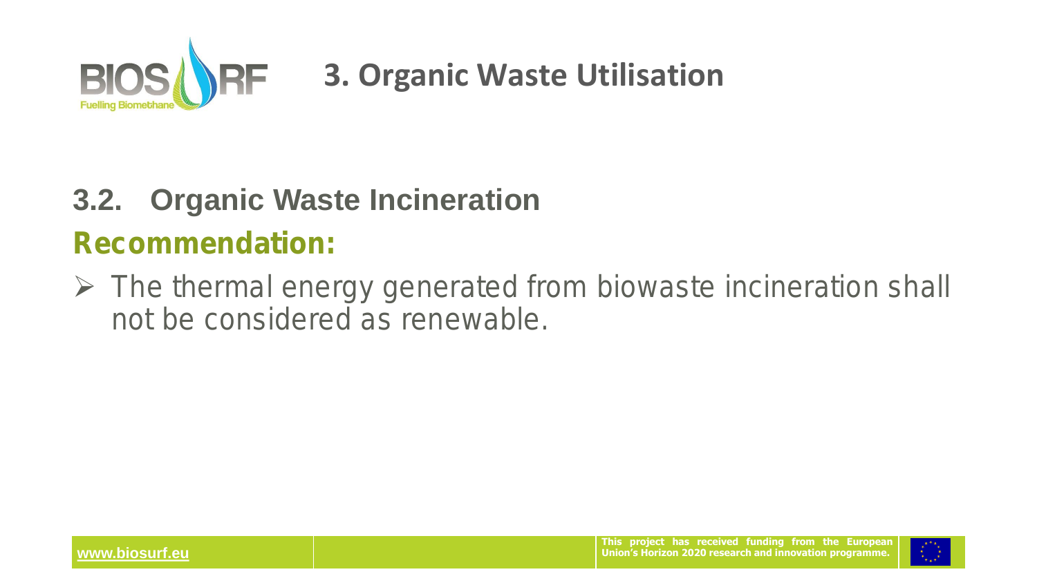# 3. Organic Waste Utilisation

## 3.2. Organic Waste Incineration

**Recommendation:**

- The thermal energy generated from biowaste incineration shall not be considered as renewable.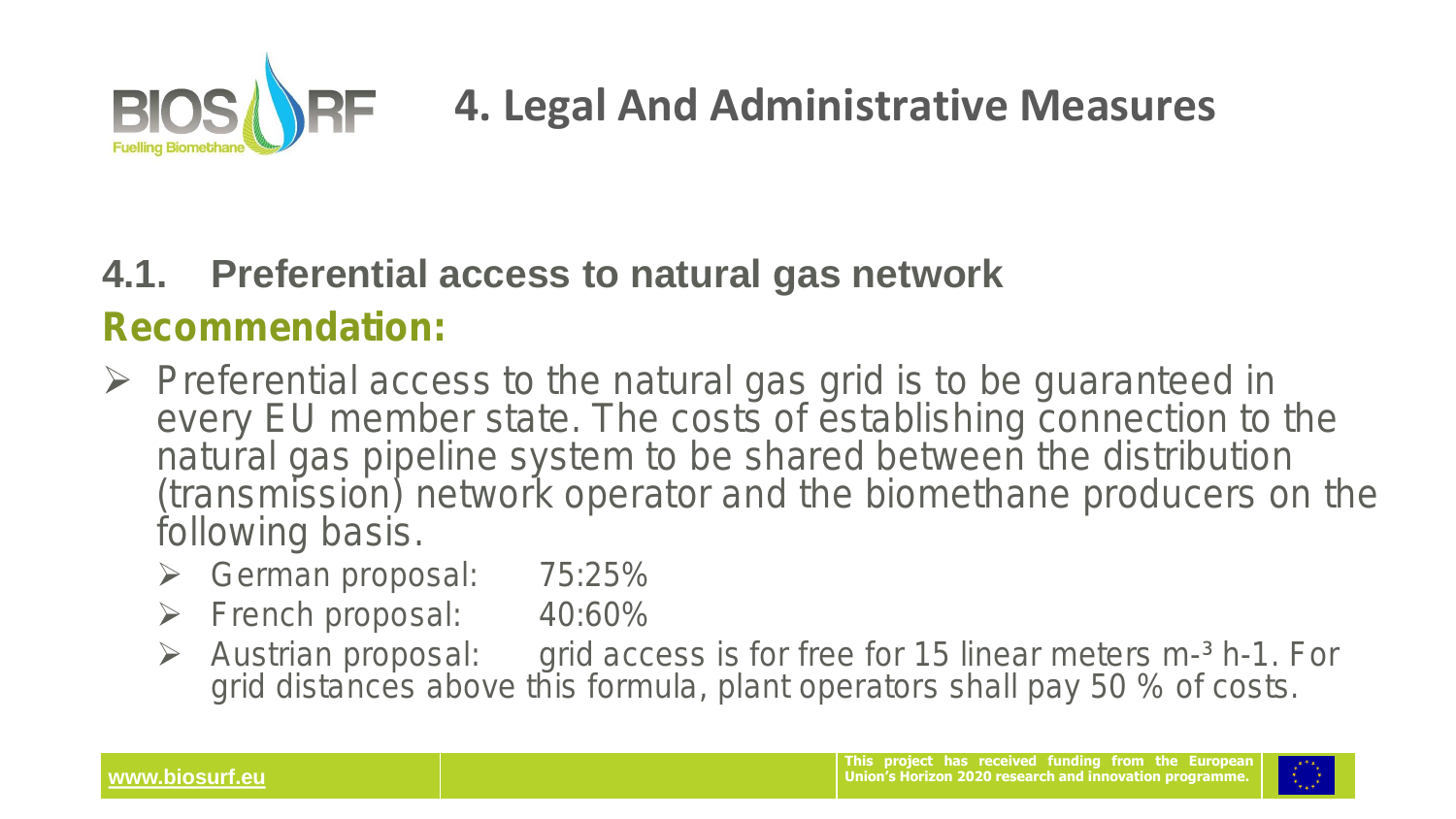# 4. Legal And Administrative Measures

## 4.1. Preferential access to natural gas network

### Recommendation:

- Preferential access to the natural gas grid is to be guaranteed in every EU member state. The costs of establishing connection to the natural gas pipeline system to be shared between the distribution (transmission) network operator and the biomethane producers on the following basis.
  - German proposal: 75:25%
  - French proposal: 40:60%
  - Austrian proposal: grid access is for free for 15 linear meters $m^{-3}$ h-1. For grid distances above this formula, plant operators shall pay 50 % of costs.

www.biosurf.eu

This project has received funding from the European Union's Horizon 2020 research and innovation programme.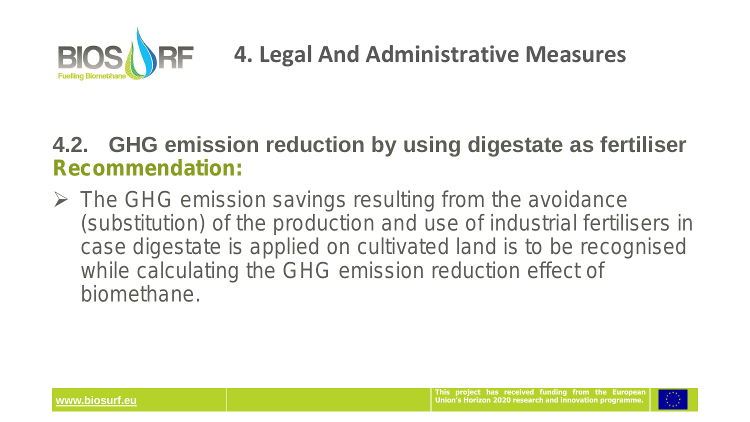# 4. Legal And Administrative Measures

## 4.2. GHG emission reduction by using digestate as fertiliser

**Recommendation:**

- The GHG emission savings resulting from the avoidance (substitution) of the production and use of industrial fertilisers in case digestate is applied on cultivated land is to be recognised while calculating the GHG emission reduction effect of biomethane.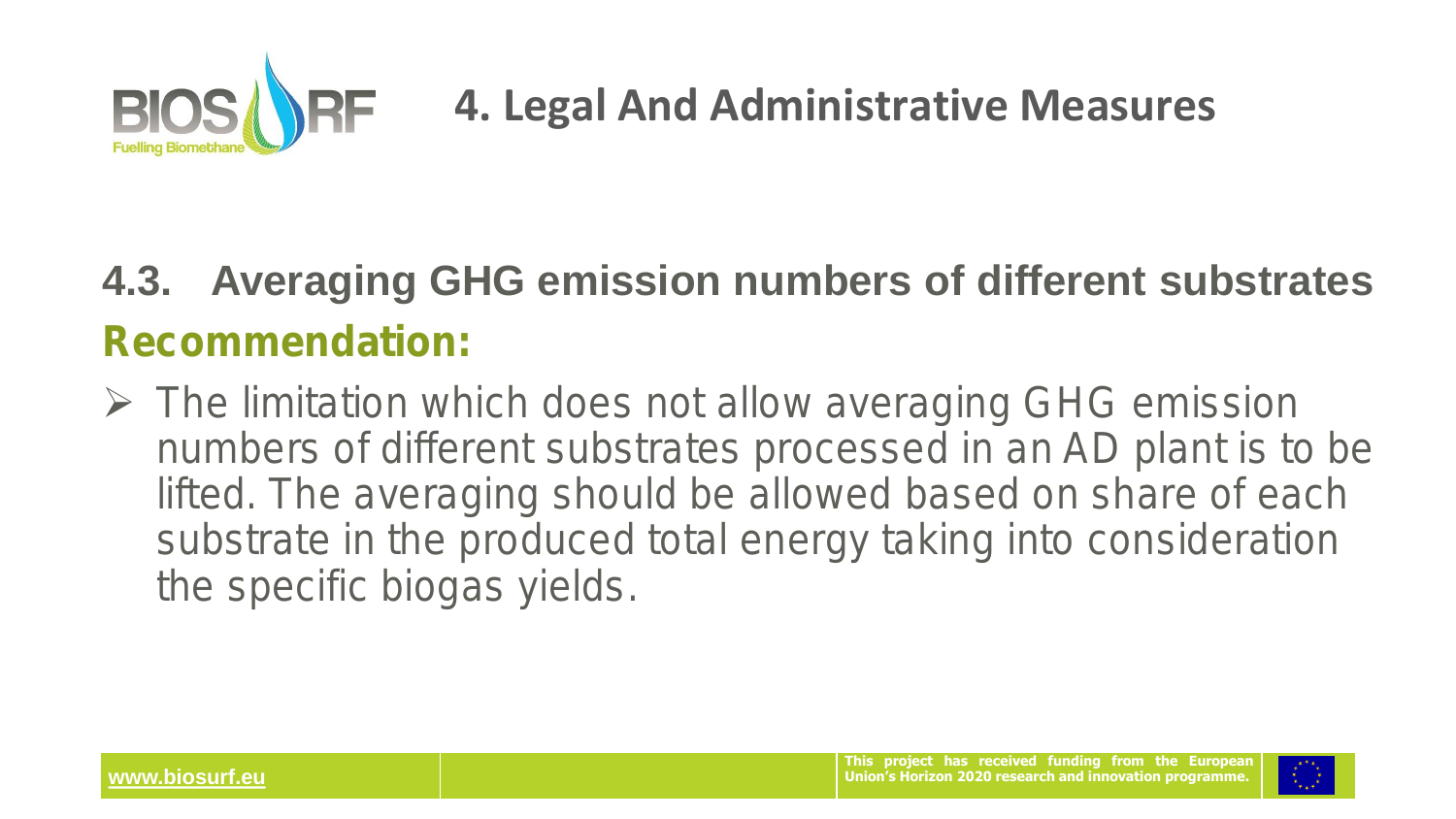# 4. Legal And Administrative Measures

## 4.3. Averaging GHG emission numbers of different substrates

**Recommendation:**

- The limitation which does not allow averaging GHG emission numbers of different substrates processed in an AD plant is to be lifted. The averaging should be allowed based on share of each substrate in the produced total energy taking into consideration the specific biogas yields.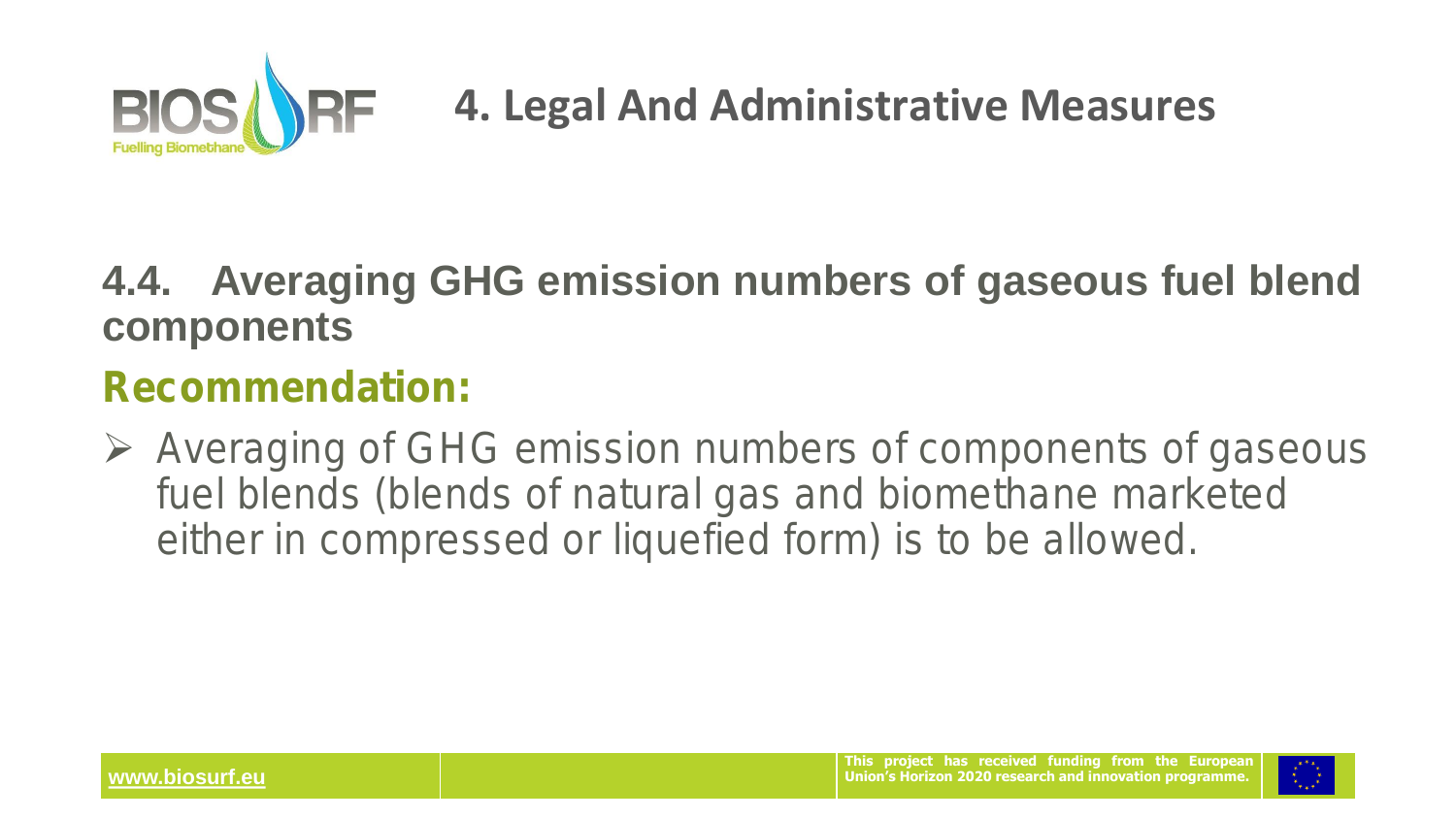# 4. Legal And Administrative Measures

## 4.4. Averaging GHG emission numbers of gaseous fuel blend components

### Recommendation:

- Averaging of GHG emission numbers of components of gaseous fuel blends (blends of natural gas and biomethane marketed either in compressed or liquefied form) is to be allowed.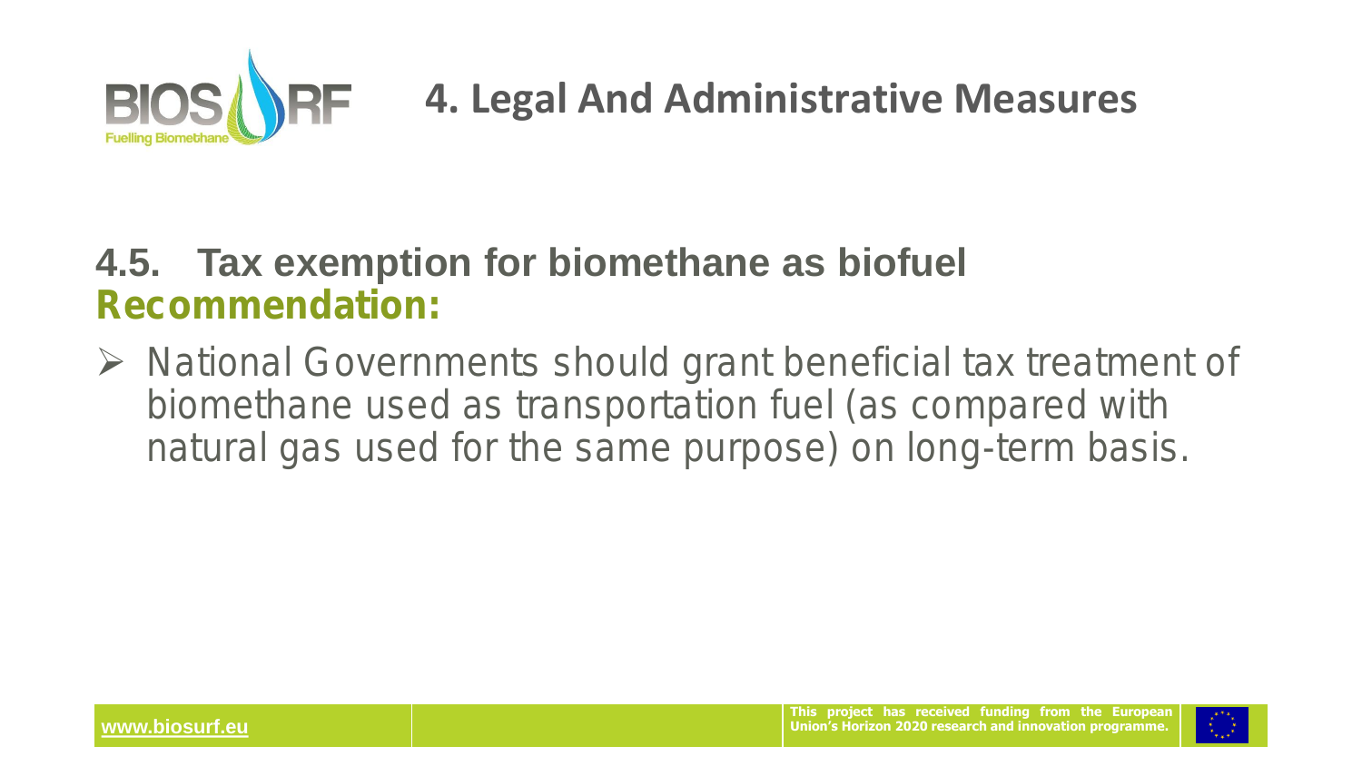# 4. Legal And Administrative Measures

## 4.5. Tax exemption for biomethane as biofuel

**Recommendation:**

- National Governments should grant beneficial tax treatment of biomethane used as transportation fuel (as compared with natural gas used for the same purpose) on long-term basis.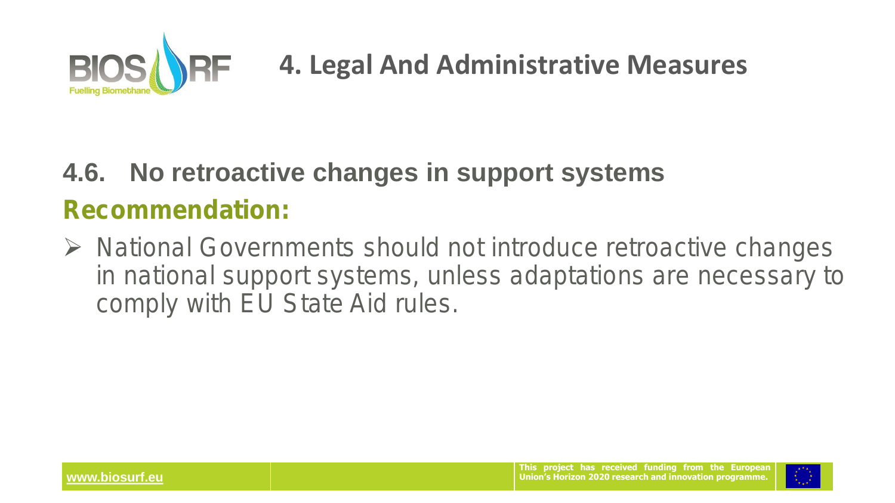# 4. Legal And Administrative Measures

## 4.6. No retroactive changes in support systems

**Recommendation:**

- National Governments should not introduce retroactive changes in national support systems, unless adaptations are necessary to comply with EU State Aid rules.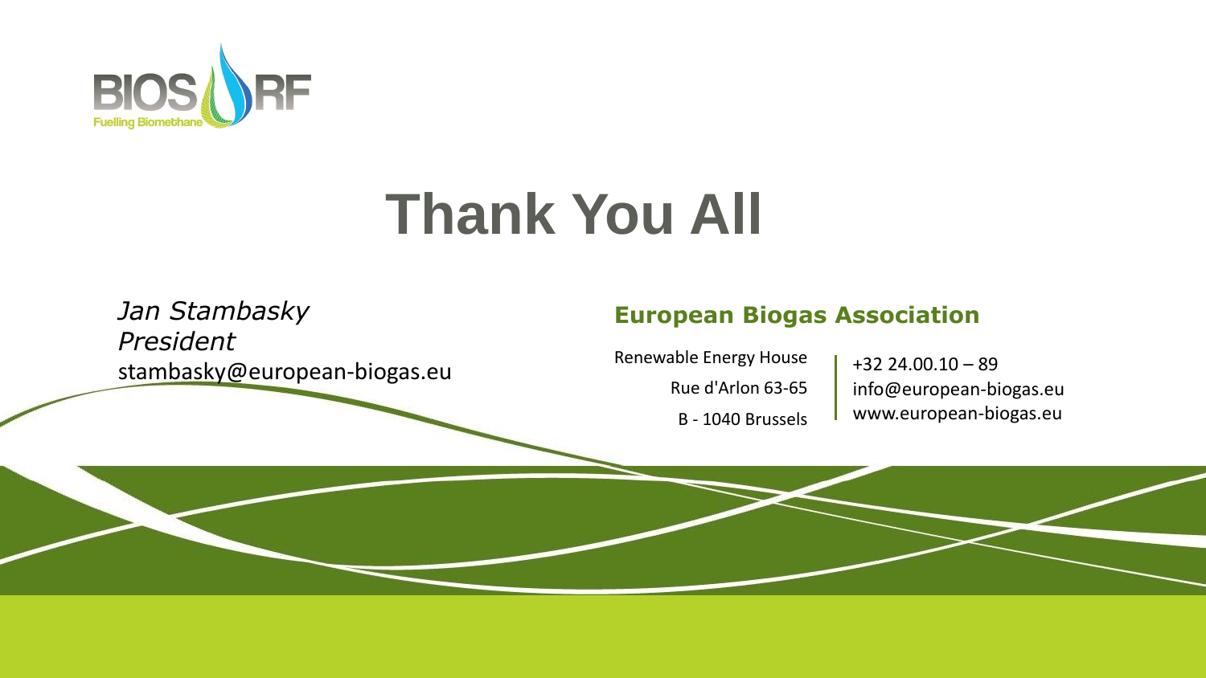BIOSURF
Fuelling Biomethane

# Thank You All

*Jan Stambasky*
*President*
stambasky@european-biogas.eu

**European Biogas Association**

Renewable Energy House
Rue d'Arlon 63-65
B - 1040 Brussels

+32 24.00.10 – 89
info@european-biogas.eu
www.european-biogas.eu